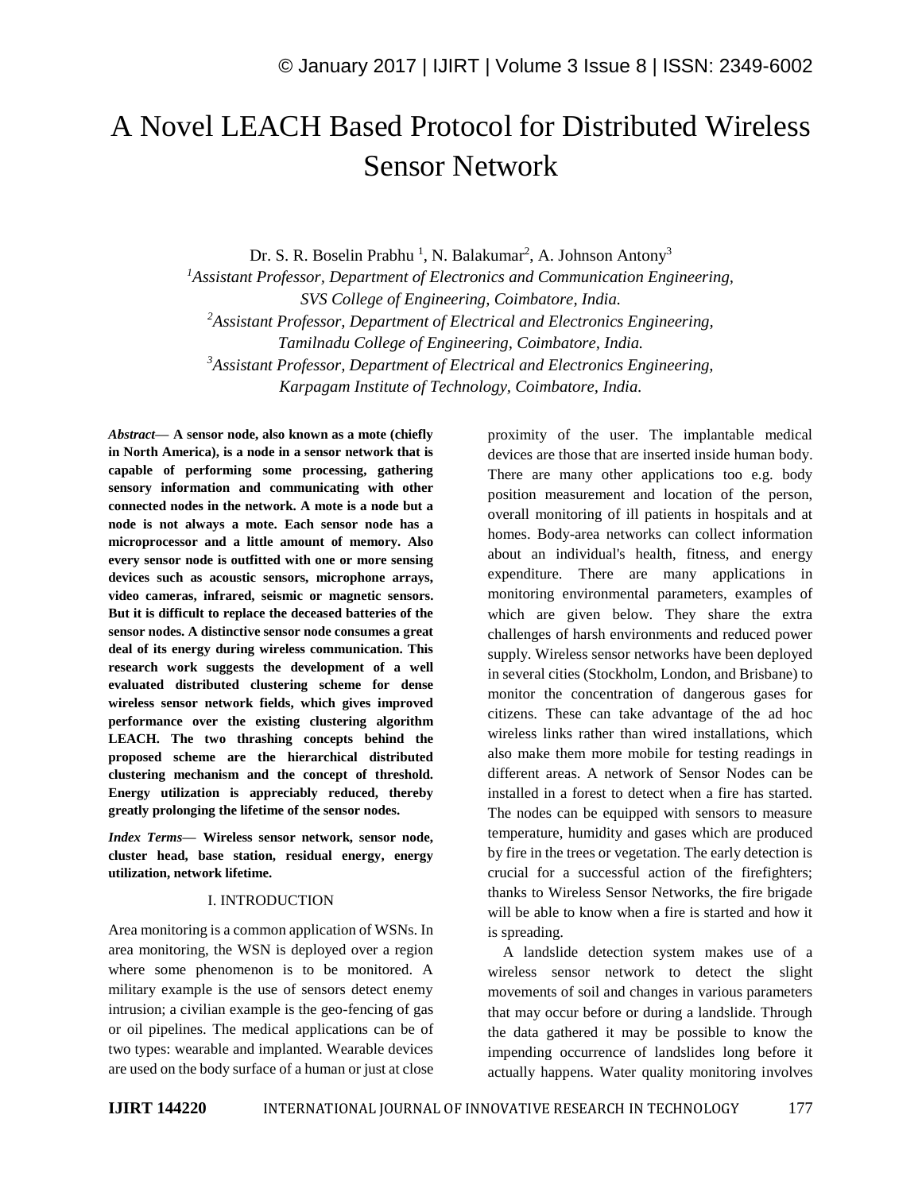# A Novel LEACH Based Protocol for Distributed Wireless Sensor Network

Dr. S. R. Boselin Prabhu [1], N. Balakumar[2], A. Johnson Antony[3]

[1]*Assistant Professor, Department of Electronics and Communication Engineering, SVS College of Engineering, Coimbatore, India.*

[2]*Assistant Professor, Department of Electrical and Electronics Engineering, Tamilnadu College of Engineering, Coimbatore, India.*

[3]*Assistant Professor, Department of Electrical and Electronics Engineering, Karpagam Institute of Technology, Coimbatore, India.*

***Abstract*— A sensor node, also known as a mote (chiefly in North America), is a node in a sensor network that is capable of performing some processing, gathering sensory information and communicating with other connected nodes in the network. A mote is a node but a node is not always a mote. Each sensor node has a microprocessor and a little amount of memory. Also every sensor node is outfitted with one or more sensing devices such as acoustic sensors, microphone arrays, video cameras, infrared, seismic or magnetic sensors. But it is difficult to replace the deceased batteries of the sensor nodes. A distinctive sensor node consumes a great deal of its energy during wireless communication. This research work suggests the development of a well evaluated distributed clustering scheme for dense wireless sensor network fields, which gives improved performance over the existing clustering algorithm LEACH. The two thrashing concepts behind the proposed scheme are the hierarchical distributed clustering mechanism and the concept of threshold. Energy utilization is appreciably reduced, thereby greatly prolonging the lifetime of the sensor nodes.**

***Index Terms*— Wireless sensor network, sensor node, cluster head, base station, residual energy, energy utilization, network lifetime.**

## I. INTRODUCTION

Area monitoring is a common application of WSNs. In area monitoring, the WSN is deployed over a region where some phenomenon is to be monitored. A military example is the use of sensors detect enemy intrusion; a civilian example is the geo-fencing of gas or oil pipelines. The medical applications can be of two types: wearable and implanted. Wearable devices are used on the body surface of a human or just at close proximity of the user. The implantable medical devices are those that are inserted inside human body. There are many other applications too e.g. body position measurement and location of the person, overall monitoring of ill patients in hospitals and at homes. Body-area networks can collect information about an individual's health, fitness, and energy expenditure. There are many applications in monitoring environmental parameters, examples of which are given below. They share the extra challenges of harsh environments and reduced power supply. Wireless sensor networks have been deployed in several cities (Stockholm, London, and Brisbane) to monitor the concentration of dangerous gases for citizens. These can take advantage of the ad hoc wireless links rather than wired installations, which also make them more mobile for testing readings in different areas. A network of Sensor Nodes can be installed in a forest to detect when a fire has started. The nodes can be equipped with sensors to measure temperature, humidity and gases which are produced by fire in the trees or vegetation. The early detection is crucial for a successful action of the firefighters; thanks to Wireless Sensor Networks, the fire brigade will be able to know when a fire is started and how it is spreading.

A landslide detection system makes use of a wireless sensor network to detect the slight movements of soil and changes in various parameters that may occur before or during a landslide. Through the data gathered it may be possible to know the impending occurrence of landslides long before it actually happens. Water quality monitoring involves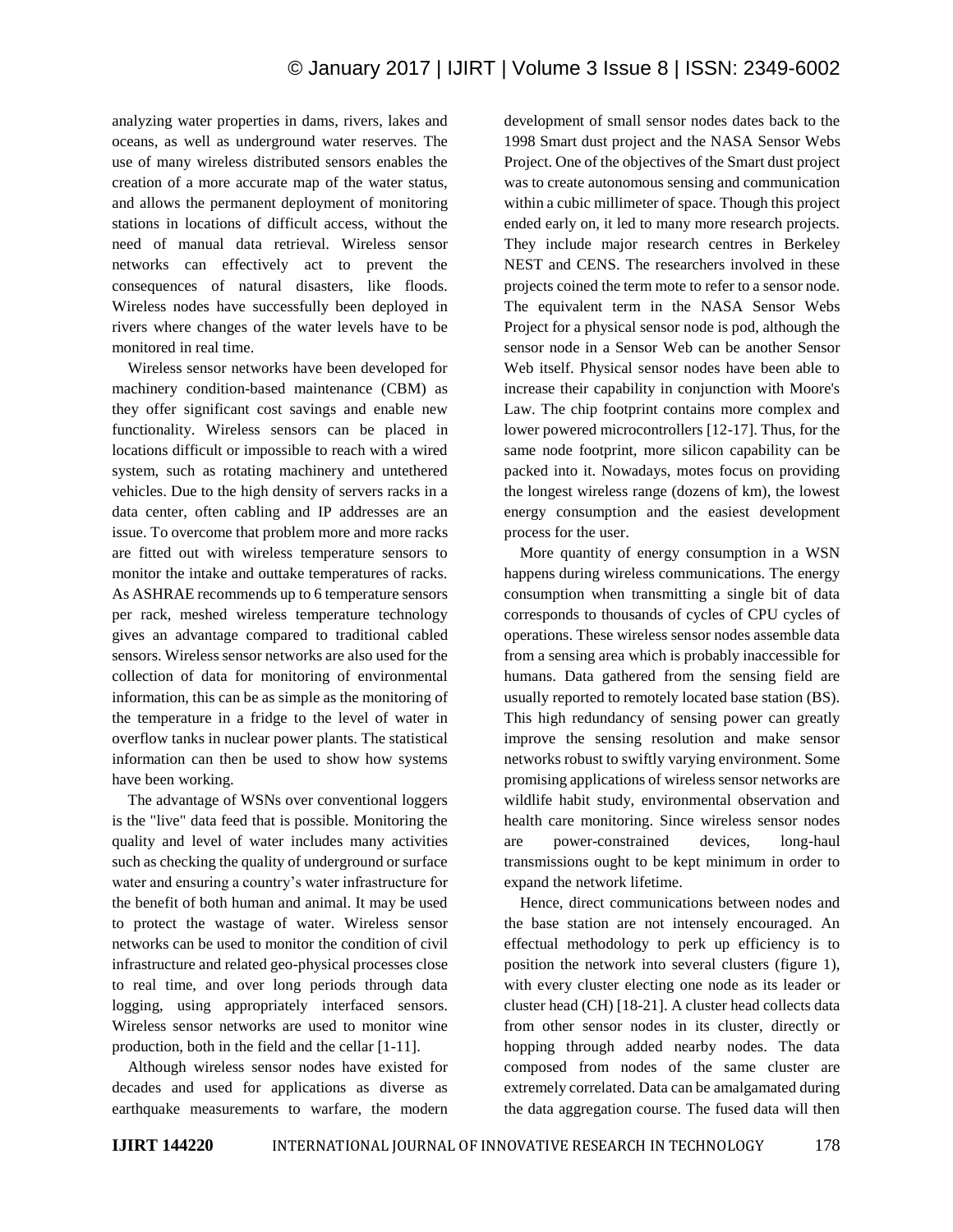analyzing water properties in dams, rivers, lakes and oceans, as well as underground water reserves. The use of many wireless distributed sensors enables the creation of a more accurate map of the water status, and allows the permanent deployment of monitoring stations in locations of difficult access, without the need of manual data retrieval. Wireless sensor networks can effectively act to prevent the consequences of natural disasters, like floods. Wireless nodes have successfully been deployed in rivers where changes of the water levels have to be monitored in real time.

Wireless sensor networks have been developed for machinery condition-based maintenance (CBM) as they offer significant cost savings and enable new functionality. Wireless sensors can be placed in locations difficult or impossible to reach with a wired system, such as rotating machinery and untethered vehicles. Due to the high density of servers racks in a data center, often cabling and IP addresses are an issue. To overcome that problem more and more racks are fitted out with wireless temperature sensors to monitor the intake and outtake temperatures of racks. As ASHRAE recommends up to 6 temperature sensors per rack, meshed wireless temperature technology gives an advantage compared to traditional cabled sensors. Wireless sensor networks are also used for the collection of data for monitoring of environmental information, this can be as simple as the monitoring of the temperature in a fridge to the level of water in overflow tanks in nuclear power plants. The statistical information can then be used to show how systems have been working.

The advantage of WSNs over conventional loggers is the "live" data feed that is possible. Monitoring the quality and level of water includes many activities such as checking the quality of underground or surface water and ensuring a country's water infrastructure for the benefit of both human and animal. It may be used to protect the wastage of water. Wireless sensor networks can be used to monitor the condition of civil infrastructure and related geo-physical processes close to real time, and over long periods through data logging, using appropriately interfaced sensors. Wireless sensor networks are used to monitor wine production, both in the field and the cellar [1-11].

Although wireless sensor nodes have existed for decades and used for applications as diverse as earthquake measurements to warfare, the modern development of small sensor nodes dates back to the 1998 Smart dust project and the NASA Sensor Webs Project. One of the objectives of the Smart dust project was to create autonomous sensing and communication within a cubic millimeter of space. Though this project ended early on, it led to many more research projects. They include major research centres in Berkeley NEST and CENS. The researchers involved in these projects coined the term mote to refer to a sensor node. The equivalent term in the NASA Sensor Webs Project for a physical sensor node is pod, although the sensor node in a Sensor Web can be another Sensor Web itself. Physical sensor nodes have been able to increase their capability in conjunction with Moore's Law. The chip footprint contains more complex and lower powered microcontrollers [12-17]. Thus, for the same node footprint, more silicon capability can be packed into it. Nowadays, motes focus on providing the longest wireless range (dozens of km), the lowest energy consumption and the easiest development process for the user.

More quantity of energy consumption in a WSN happens during wireless communications. The energy consumption when transmitting a single bit of data corresponds to thousands of cycles of CPU cycles of operations. These wireless sensor nodes assemble data from a sensing area which is probably inaccessible for humans. Data gathered from the sensing field are usually reported to remotely located base station (BS). This high redundancy of sensing power can greatly improve the sensing resolution and make sensor networks robust to swiftly varying environment. Some promising applications of wireless sensor networks are wildlife habit study, environmental observation and health care monitoring. Since wireless sensor nodes are power-constrained devices, long-haul transmissions ought to be kept minimum in order to expand the network lifetime.

Hence, direct communications between nodes and the base station are not intensely encouraged. An effectual methodology to perk up efficiency is to position the network into several clusters (figure 1), with every cluster electing one node as its leader or cluster head (CH) [18-21]. A cluster head collects data from other sensor nodes in its cluster, directly or hopping through added nearby nodes. The data composed from nodes of the same cluster are extremely correlated. Data can be amalgamated during the data aggregation course. The fused data will then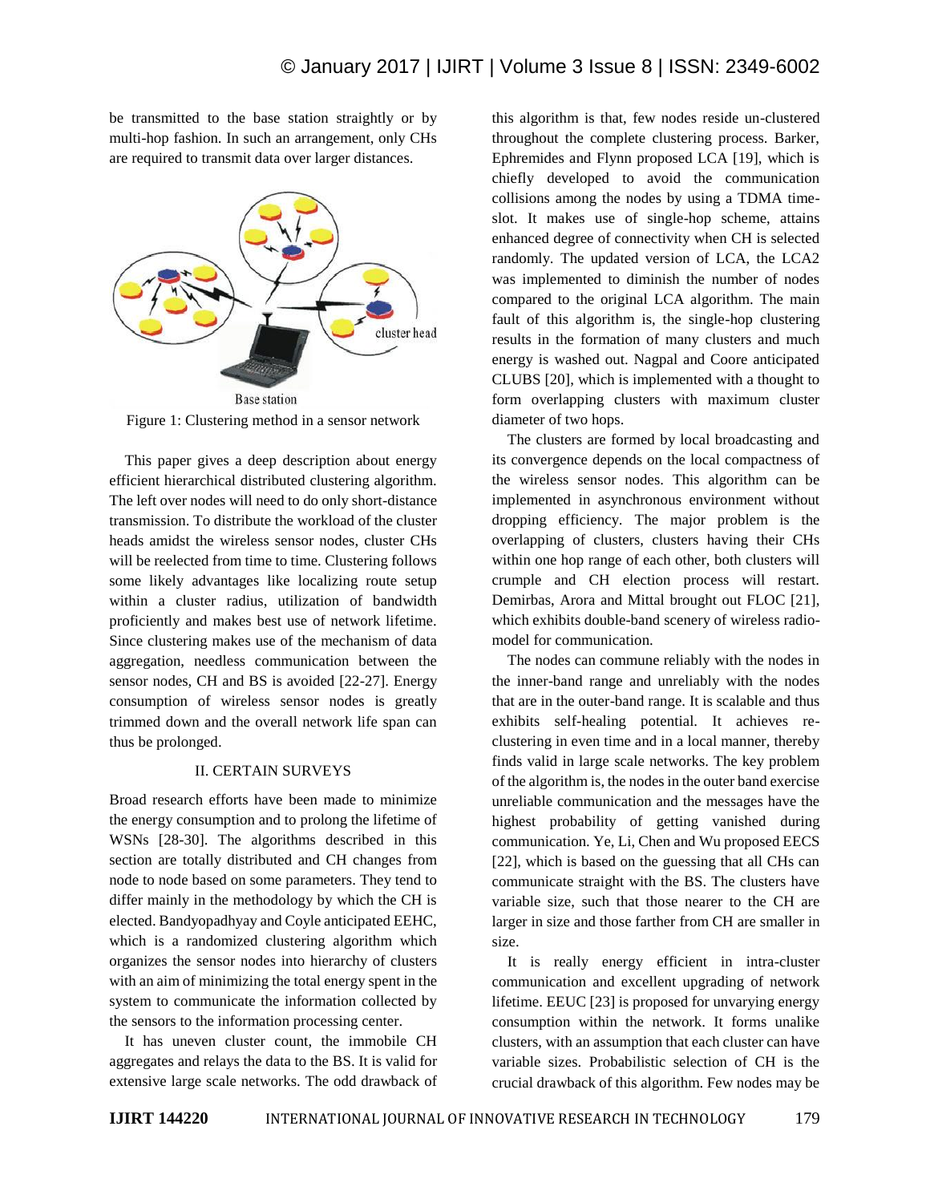be transmitted to the base station straightly or by multi-hop fashion. In such an arrangement, only CHs are required to transmit data over larger distances.

Figure 1: Clustering method in a sensor network

This paper gives a deep description about energy efficient hierarchical distributed clustering algorithm. The left over nodes will need to do only short-distance transmission. To distribute the workload of the cluster heads amidst the wireless sensor nodes, cluster CHs will be reelected from time to time. Clustering follows some likely advantages like localizing route setup within a cluster radius, utilization of bandwidth proficiently and makes best use of network lifetime. Since clustering makes use of the mechanism of data aggregation, needless communication between the sensor nodes, CH and BS is avoided [22-27]. Energy consumption of wireless sensor nodes is greatly trimmed down and the overall network life span can thus be prolonged.

## II. CERTAIN SURVEYS

Broad research efforts have been made to minimize the energy consumption and to prolong the lifetime of WSNs [28-30]. The algorithms described in this section are totally distributed and CH changes from node to node based on some parameters. They tend to differ mainly in the methodology by which the CH is elected. Bandyopadhyay and Coyle anticipated EEHC, which is a randomized clustering algorithm which organizes the sensor nodes into hierarchy of clusters with an aim of minimizing the total energy spent in the system to communicate the information collected by the sensors to the information processing center.

It has uneven cluster count, the immobile CH aggregates and relays the data to the BS. It is valid for extensive large scale networks. The odd drawback of this algorithm is that, few nodes reside un-clustered throughout the complete clustering process. Barker, Ephremides and Flynn proposed LCA [19], which is chiefly developed to avoid the communication collisions among the nodes by using a TDMA time-slot. It makes use of single-hop scheme, attains enhanced degree of connectivity when CH is selected randomly. The updated version of LCA, the LCA2 was implemented to diminish the number of nodes compared to the original LCA algorithm. The main fault of this algorithm is, the single-hop clustering results in the formation of many clusters and much energy is washed out. Nagpal and Coore anticipated CLUBS [20], which is implemented with a thought to form overlapping clusters with maximum cluster diameter of two hops.

The clusters are formed by local broadcasting and its convergence depends on the local compactness of the wireless sensor nodes. This algorithm can be implemented in asynchronous environment without dropping efficiency. The major problem is the overlapping of clusters, clusters having their CHs within one hop range of each other, both clusters will crumple and CH election process will restart. Demirbas, Arora and Mittal brought out FLOC [21], which exhibits double-band scenery of wireless radio-model for communication.

The nodes can commune reliably with the nodes in the inner-band range and unreliably with the nodes that are in the outer-band range. It is scalable and thus exhibits self-healing potential. It achieves re-clustering in even time and in a local manner, thereby finds valid in large scale networks. The key problem of the algorithm is, the nodes in the outer band exercise unreliable communication and the messages have the highest probability of getting vanished during communication. Ye, Li, Chen and Wu proposed EECS [22], which is based on the guessing that all CHs can communicate straight with the BS. The clusters have variable size, such that those nearer to the CH are larger in size and those farther from CH are smaller in size.

It is really energy efficient in intra-cluster communication and excellent upgrading of network lifetime. EEUC [23] is proposed for unvarying energy consumption within the network. It forms unalike clusters, with an assumption that each cluster can have variable sizes. Probabilistic selection of CH is the crucial drawback of this algorithm. Few nodes may be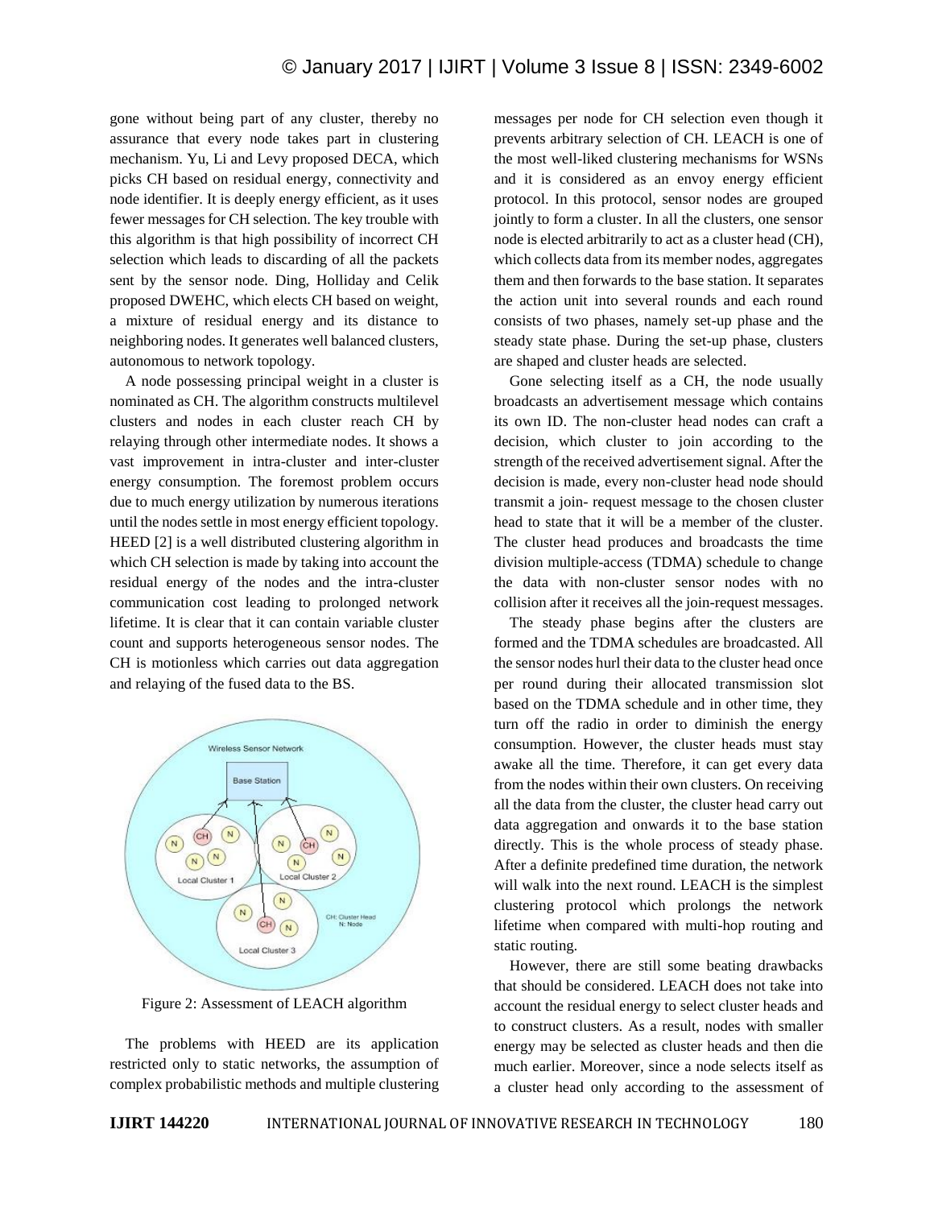gone without being part of any cluster, thereby no assurance that every node takes part in clustering mechanism. Yu, Li and Levy proposed DECA, which picks CH based on residual energy, connectivity and node identifier. It is deeply energy efficient, as it uses fewer messages for CH selection. The key trouble with this algorithm is that high possibility of incorrect CH selection which leads to discarding of all the packets sent by the sensor node. Ding, Holliday and Celik proposed DWEHC, which elects CH based on weight, a mixture of residual energy and its distance to neighboring nodes. It generates well balanced clusters, autonomous to network topology.

A node possessing principal weight in a cluster is nominated as CH. The algorithm constructs multilevel clusters and nodes in each cluster reach CH by relaying through other intermediate nodes. It shows a vast improvement in intra-cluster and inter-cluster energy consumption. The foremost problem occurs due to much energy utilization by numerous iterations until the nodes settle in most energy efficient topology. HEED [2] is a well distributed clustering algorithm in which CH selection is made by taking into account the residual energy of the nodes and the intra-cluster communication cost leading to prolonged network lifetime. It is clear that it can contain variable cluster count and supports heterogeneous sensor nodes. The CH is motionless which carries out data aggregation and relaying of the fused data to the BS.

Figure 2: Assessment of LEACH algorithm

The problems with HEED are its application restricted only to static networks, the assumption of complex probabilistic methods and multiple clustering messages per node for CH selection even though it prevents arbitrary selection of CH. LEACH is one of the most well-liked clustering mechanisms for WSNs and it is considered as an envoy energy efficient protocol. In this protocol, sensor nodes are grouped jointly to form a cluster. In all the clusters, one sensor node is elected arbitrarily to act as a cluster head (CH), which collects data from its member nodes, aggregates them and then forwards to the base station. It separates the action unit into several rounds and each round consists of two phases, namely set-up phase and the steady state phase. During the set-up phase, clusters are shaped and cluster heads are selected.

Gone selecting itself as a CH, the node usually broadcasts an advertisement message which contains its own ID. The non-cluster head nodes can craft a decision, which cluster to join according to the strength of the received advertisement signal. After the decision is made, every non-cluster head node should transmit a join- request message to the chosen cluster head to state that it will be a member of the cluster. The cluster head produces and broadcasts the time division multiple-access (TDMA) schedule to change the data with non-cluster sensor nodes with no collision after it receives all the join-request messages.

The steady phase begins after the clusters are formed and the TDMA schedules are broadcasted. All the sensor nodes hurl their data to the cluster head once per round during their allocated transmission slot based on the TDMA schedule and in other time, they turn off the radio in order to diminish the energy consumption. However, the cluster heads must stay awake all the time. Therefore, it can get every data from the nodes within their own clusters. On receiving all the data from the cluster, the cluster head carry out data aggregation and onwards it to the base station directly. This is the whole process of steady phase. After a definite predefined time duration, the network will walk into the next round. LEACH is the simplest clustering protocol which prolongs the network lifetime when compared with multi-hop routing and static routing.

However, there are still some beating drawbacks that should be considered. LEACH does not take into account the residual energy to select cluster heads and to construct clusters. As a result, nodes with smaller energy may be selected as cluster heads and then die much earlier. Moreover, since a node selects itself as a cluster head only according to the assessment of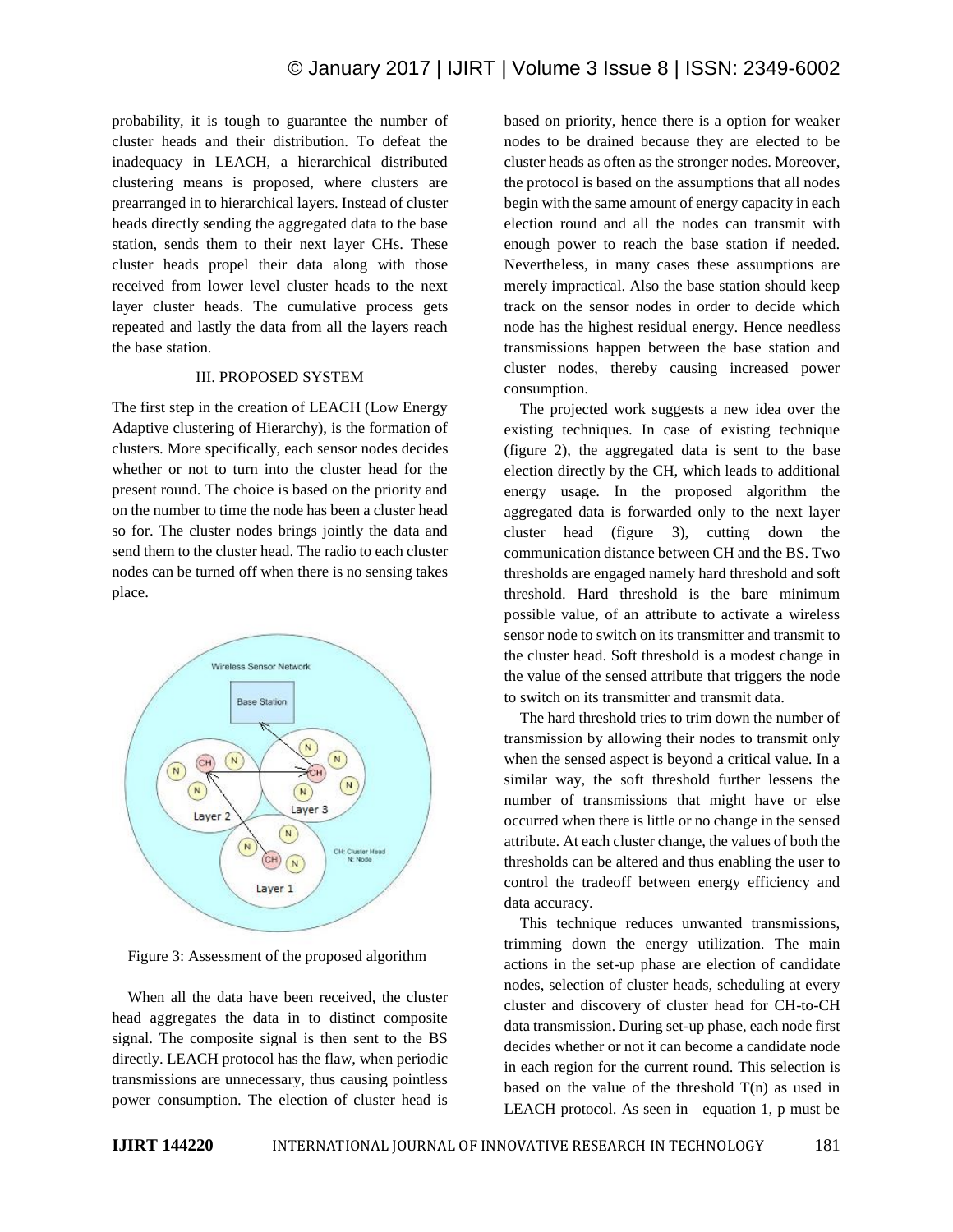probability, it is tough to guarantee the number of cluster heads and their distribution. To defeat the inadequacy in LEACH, a hierarchical distributed clustering means is proposed, where clusters are prearranged in to hierarchical layers. Instead of cluster heads directly sending the aggregated data to the base station, sends them to their next layer CHs. These cluster heads propel their data along with those received from lower level cluster heads to the next layer cluster heads. The cumulative process gets repeated and lastly the data from all the layers reach the base station.

## III. PROPOSED SYSTEM

The first step in the creation of LEACH (Low Energy Adaptive clustering of Hierarchy), is the formation of clusters. More specifically, each sensor nodes decides whether or not to turn into the cluster head for the present round. The choice is based on the priority and on the number to time the node has been a cluster head so for. The cluster nodes brings jointly the data and send them to the cluster head. The radio to each cluster nodes can be turned off when there is no sensing takes place.

Wireless Sensor Network

Base Station

CH

N

Layer 1

Layer 2

Layer 3

CH: Cluster Head
N: Node

Figure 3: Assessment of the proposed algorithm

When all the data have been received, the cluster head aggregates the data in to distinct composite signal. The composite signal is then sent to the BS directly. LEACH protocol has the flaw, when periodic transmissions are unnecessary, thus causing pointless power consumption. The election of cluster head is based on priority, hence there is a option for weaker nodes to be drained because they are elected to be cluster heads as often as the stronger nodes. Moreover, the protocol is based on the assumptions that all nodes begin with the same amount of energy capacity in each election round and all the nodes can transmit with enough power to reach the base station if needed. Nevertheless, in many cases these assumptions are merely impractical. Also the base station should keep track on the sensor nodes in order to decide which node has the highest residual energy. Hence needless transmissions happen between the base station and cluster nodes, thereby causing increased power consumption.

The projected work suggests a new idea over the existing techniques. In case of existing technique (figure 2), the aggregated data is sent to the base election directly by the CH, which leads to additional energy usage. In the proposed algorithm the aggregated data is forwarded only to the next layer cluster head (figure 3), cutting down the communication distance between CH and the BS. Two thresholds are engaged namely hard threshold and soft threshold. Hard threshold is the bare minimum possible value, of an attribute to activate a wireless sensor node to switch on its transmitter and transmit to the cluster head. Soft threshold is a modest change in the value of the sensed attribute that triggers the node to switch on its transmitter and transmit data.

The hard threshold tries to trim down the number of transmission by allowing their nodes to transmit only when the sensed aspect is beyond a critical value. In a similar way, the soft threshold further lessens the number of transmissions that might have or else occurred when there is little or no change in the sensed attribute. At each cluster change, the values of both the thresholds can be altered and thus enabling the user to control the tradeoff between energy efficiency and data accuracy.

This technique reduces unwanted transmissions, trimming down the energy utilization. The main actions in the set-up phase are election of candidate nodes, selection of cluster heads, scheduling at every cluster and discovery of cluster head for CH-to-CH data transmission. During set-up phase, each node first decides whether or not it can become a candidate node in each region for the current round. This selection is based on the value of the threshold $T(n)$ as used in LEACH protocol. As seen in equation 1, p must be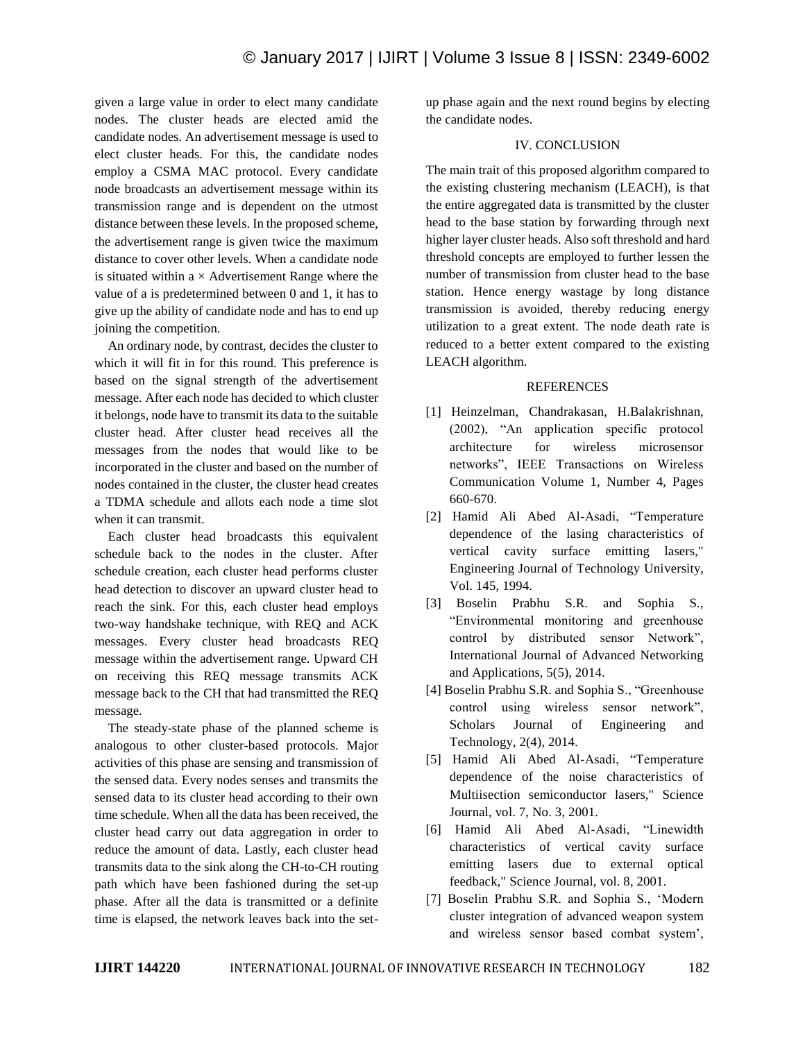given a large value in order to elect many candidate nodes. The cluster heads are elected amid the candidate nodes. An advertisement message is used to elect cluster heads. For this, the candidate nodes employ a CSMA MAC protocol. Every candidate node broadcasts an advertisement message within its transmission range and is dependent on the utmost distance between these levels. In the proposed scheme, the advertisement range is given twice the maximum distance to cover other levels. When a candidate node is situated within a × Advertisement Range where the value of a is predetermined between 0 and 1, it has to give up the ability of candidate node and has to end up joining the competition.

An ordinary node, by contrast, decides the cluster to which it will fit in for this round. This preference is based on the signal strength of the advertisement message. After each node has decided to which cluster it belongs, node have to transmit its data to the suitable cluster head. After cluster head receives all the messages from the nodes that would like to be incorporated in the cluster and based on the number of nodes contained in the cluster, the cluster head creates a TDMA schedule and allots each node a time slot when it can transmit.

Each cluster head broadcasts this equivalent schedule back to the nodes in the cluster. After schedule creation, each cluster head performs cluster head detection to discover an upward cluster head to reach the sink. For this, each cluster head employs two-way handshake technique, with REQ and ACK messages. Every cluster head broadcasts REQ message within the advertisement range. Upward CH on receiving this REQ message transmits ACK message back to the CH that had transmitted the REQ message.

The steady-state phase of the planned scheme is analogous to other cluster-based protocols. Major activities of this phase are sensing and transmission of the sensed data. Every nodes senses and transmits the sensed data to its cluster head according to their own time schedule. When all the data has been received, the cluster head carry out data aggregation in order to reduce the amount of data. Lastly, each cluster head transmits data to the sink along the CH-to-CH routing path which have been fashioned during the set-up phase. After all the data is transmitted or a definite time is elapsed, the network leaves back into the set-up phase again and the next round begins by electing the candidate nodes.

## IV. CONCLUSION

The main trait of this proposed algorithm compared to the existing clustering mechanism (LEACH), is that the entire aggregated data is transmitted by the cluster head to the base station by forwarding through next higher layer cluster heads. Also soft threshold and hard threshold concepts are employed to further lessen the number of transmission from cluster head to the base station. Hence energy wastage by long distance transmission is avoided, thereby reducing energy utilization to a great extent. The node death rate is reduced to a better extent compared to the existing LEACH algorithm.

## REFERENCES

[1] Heinzelman, Chandrakasan, H.Balakrishnan, (2002), "An application specific protocol architecture for wireless microsensor networks", IEEE Transactions on Wireless Communication Volume 1, Number 4, Pages 660-670.

[2] Hamid Ali Abed Al-Asadi, "Temperature dependence of the lasing characteristics of vertical cavity surface emitting lasers," Engineering Journal of Technology University, Vol. 145, 1994.

[3] Boselin Prabhu S.R. and Sophia S., "Environmental monitoring and greenhouse control by distributed sensor Network", International Journal of Advanced Networking and Applications, 5(5), 2014.

[4] Boselin Prabhu S.R. and Sophia S., "Greenhouse control using wireless sensor network", Scholars Journal of Engineering and Technology, 2(4), 2014.

[5] Hamid Ali Abed Al-Asadi, "Temperature dependence of the noise characteristics of Multiisection semiconductor lasers," Science Journal, vol. 7, No. 3, 2001.

[6] Hamid Ali Abed Al-Asadi, "Linewidth characteristics of vertical cavity surface emitting lasers due to external optical feedback," Science Journal, vol. 8, 2001.

[7] Boselin Prabhu S.R. and Sophia S., 'Modern cluster integration of advanced weapon system and wireless sensor based combat system',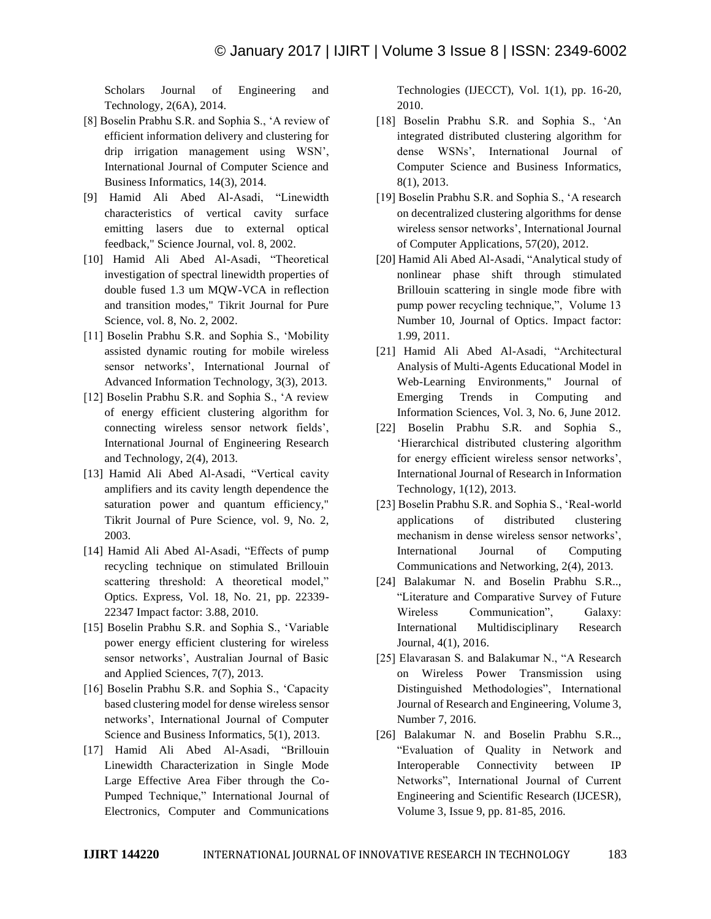Scholars Journal of Engineering and Technology, 2(6A), 2014.

[8] Boselin Prabhu S.R. and Sophia S., 'A review of efficient information delivery and clustering for drip irrigation management using WSN', International Journal of Computer Science and Business Informatics, 14(3), 2014.

[9] Hamid Ali Abed Al-Asadi, "Linewidth characteristics of vertical cavity surface emitting lasers due to external optical feedback," Science Journal, vol. 8, 2002.

[10] Hamid Ali Abed Al-Asadi, "Theoretical investigation of spectral linewidth properties of double fused 1.3 um MQW-VCA in reflection and transition modes," Tikrit Journal for Pure Science, vol. 8, No. 2, 2002.

[11] Boselin Prabhu S.R. and Sophia S., 'Mobility assisted dynamic routing for mobile wireless sensor networks', International Journal of Advanced Information Technology, 3(3), 2013.

[12] Boselin Prabhu S.R. and Sophia S., 'A review of energy efficient clustering algorithm for connecting wireless sensor network fields', International Journal of Engineering Research and Technology, 2(4), 2013.

[13] Hamid Ali Abed Al-Asadi, "Vertical cavity amplifiers and its cavity length dependence the saturation power and quantum efficiency," Tikrit Journal of Pure Science, vol. 9, No. 2, 2003.

[14] Hamid Ali Abed Al-Asadi, "Effects of pump recycling technique on stimulated Brillouin scattering threshold: A theoretical model," Optics. Express, Vol. 18, No. 21, pp. 22339-22347 Impact factor: 3.88, 2010.

[15] Boselin Prabhu S.R. and Sophia S., 'Variable power energy efficient clustering for wireless sensor networks', Australian Journal of Basic and Applied Sciences, 7(7), 2013.

[16] Boselin Prabhu S.R. and Sophia S., 'Capacity based clustering model for dense wireless sensor networks', International Journal of Computer Science and Business Informatics, 5(1), 2013.

[17] Hamid Ali Abed Al-Asadi, "Brillouin Linewidth Characterization in Single Mode Large Effective Area Fiber through the Co-Pumped Technique," International Journal of Electronics, Computer and Communications Technologies (IJECCT), Vol. 1(1), pp. 16-20, 2010.

[18] Boselin Prabhu S.R. and Sophia S., 'An integrated distributed clustering algorithm for dense WSNs', International Journal of Computer Science and Business Informatics, 8(1), 2013.

[19] Boselin Prabhu S.R. and Sophia S., 'A research on decentralized clustering algorithms for dense wireless sensor networks', International Journal of Computer Applications, 57(20), 2012.

[20] Hamid Ali Abed Al-Asadi, "Analytical study of nonlinear phase shift through stimulated Brillouin scattering in single mode fibre with pump power recycling technique,", Volume 13 Number 10, Journal of Optics. Impact factor: 1.99, 2011.

[21] Hamid Ali Abed Al-Asadi, "Architectural Analysis of Multi-Agents Educational Model in Web-Learning Environments," Journal of Emerging Trends in Computing and Information Sciences, Vol. 3, No. 6, June 2012.

[22] Boselin Prabhu S.R. and Sophia S., 'Hierarchical distributed clustering algorithm for energy efficient wireless sensor networks', International Journal of Research in Information Technology, 1(12), 2013.

[23] Boselin Prabhu S.R. and Sophia S., 'Real-world applications of distributed clustering mechanism in dense wireless sensor networks', International Journal of Computing Communications and Networking, 2(4), 2013.

[24] Balakumar N. and Boselin Prabhu S.R.., "Literature and Comparative Survey of Future Wireless Communication", Galaxy: International Multidisciplinary Research Journal, 4(1), 2016.

[25] Elavarasan S. and Balakumar N., "A Research on Wireless Power Transmission using Distinguished Methodologies", International Journal of Research and Engineering, Volume 3, Number 7, 2016.

[26] Balakumar N. and Boselin Prabhu S.R.., "Evaluation of Quality in Network and Interoperable Connectivity between IP Networks", International Journal of Current Engineering and Scientific Research (IJCESR), Volume 3, Issue 9, pp. 81-85, 2016.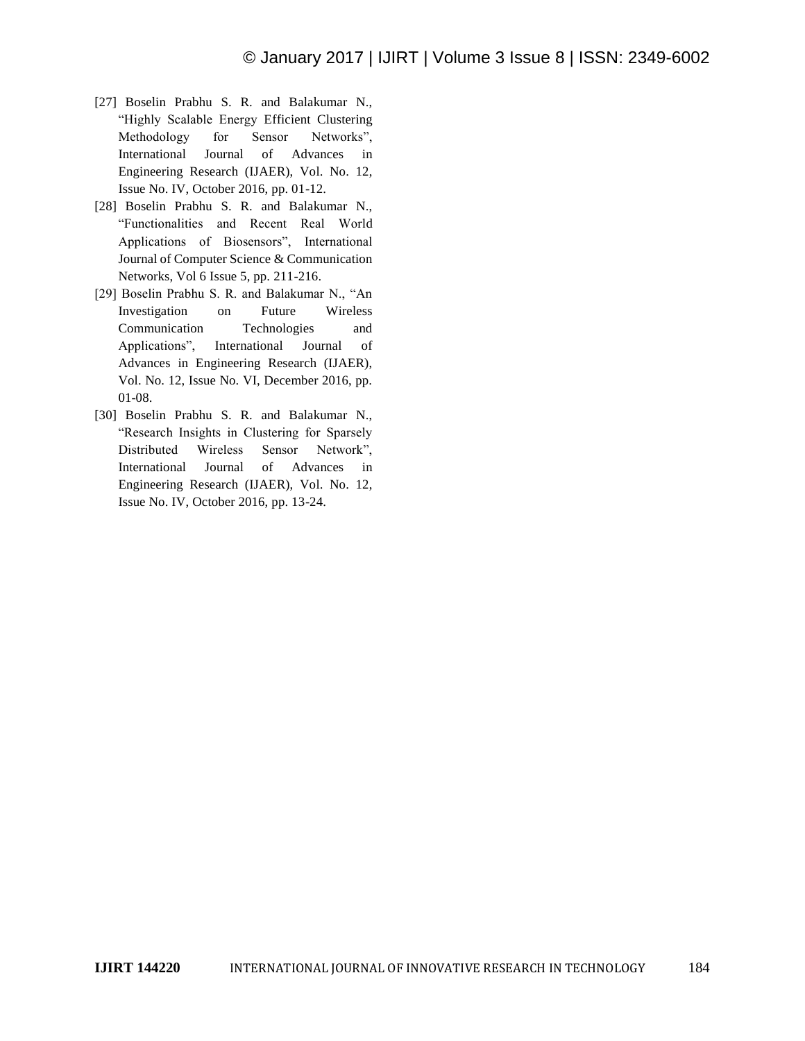[27] Boselin Prabhu S. R. and Balakumar N., "Highly Scalable Energy Efficient Clustering Methodology for Sensor Networks", International Journal of Advances in Engineering Research (IJAER), Vol. No. 12, Issue No. IV, October 2016, pp. 01-12.

[28] Boselin Prabhu S. R. and Balakumar N., "Functionalities and Recent Real World Applications of Biosensors", International Journal of Computer Science & Communication Networks, Vol 6 Issue 5, pp. 211-216.

[29] Boselin Prabhu S. R. and Balakumar N., "An Investigation on Future Wireless Communication Technologies and Applications", International Journal of Advances in Engineering Research (IJAER), Vol. No. 12, Issue No. VI, December 2016, pp. 01-08.

[30] Boselin Prabhu S. R. and Balakumar N., "Research Insights in Clustering for Sparsely Distributed Wireless Sensor Network", International Journal of Advances in Engineering Research (IJAER), Vol. No. 12, Issue No. IV, October 2016, pp. 13-24.